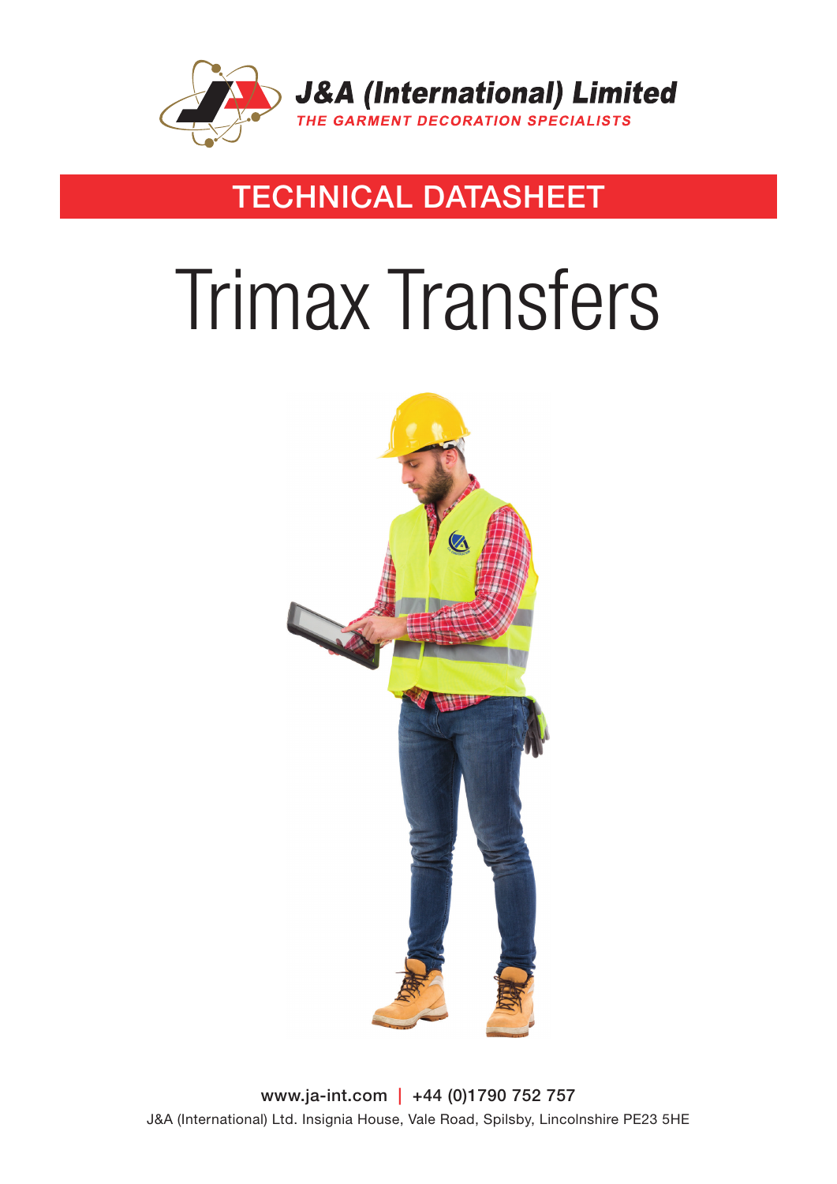**J&A (International) Limited**

*THE GARMENT DECORATION SPECIALISTS*

## TECHNICAL DATASHEET

# Trimax Transfers

www.ja-int.com | +44 (0)1790 752 757

J&A (International) Ltd. Insignia House, Vale Road, Spilsby, Lincolnshire PE23 5HE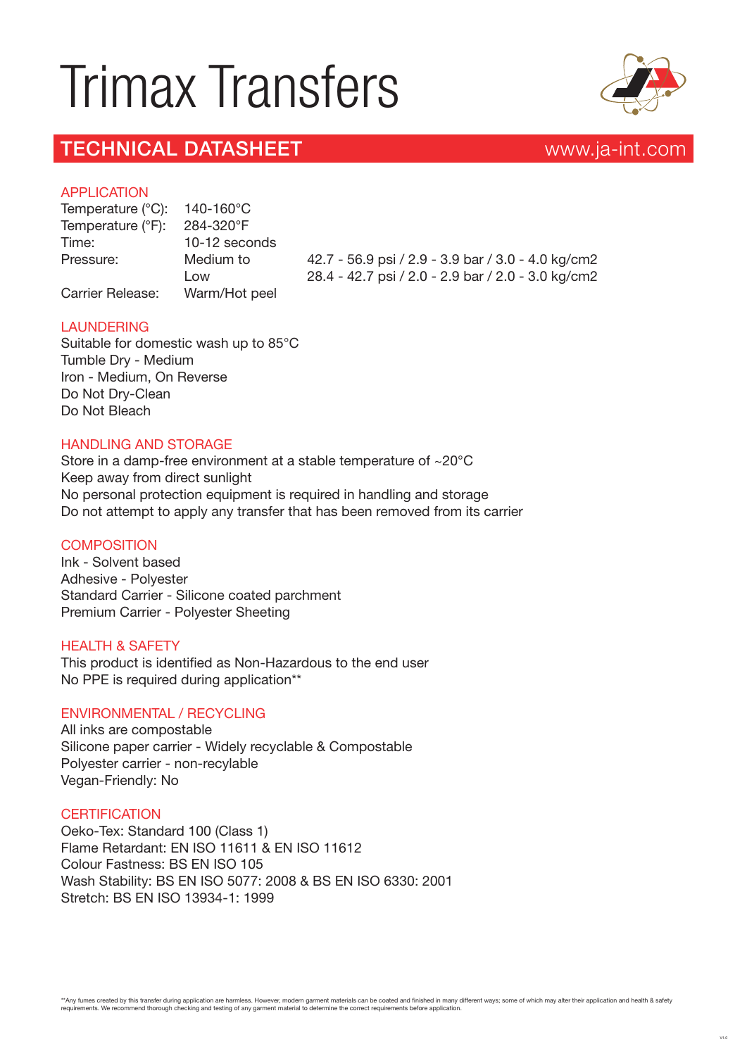# Trimax Transfers

## TECHNICAL DATASHEET

www.ja-int.com

### APPLICATION

| | | |
|---|---|---|
| Temperature (°C): | 140-160°C | |
| Temperature (°F): | 284-320°F | |
| Time: | 10-12 seconds | |
| Pressure: | Medium to | 42.7 - 56.9 psi / 2.9 - 3.9 bar / 3.0 - 4.0 kg/cm2 |
| | Low | 28.4 - 42.7 psi / 2.0 - 2.9 bar / 2.0 - 3.0 kg/cm2 |
| Carrier Release: | Warm/Hot peel | |

### LAUNDERING

Suitable for domestic wash up to 85°C
Tumble Dry - Medium
Iron - Medium, On Reverse
Do Not Dry-Clean
Do Not Bleach

### HANDLING AND STORAGE

Store in a damp-free environment at a stable temperature of ~20°C
Keep away from direct sunlight
No personal protection equipment is required in handling and storage
Do not attempt to apply any transfer that has been removed from its carrier

### COMPOSITION

Ink - Solvent based
Adhesive - Polyester
Standard Carrier - Silicone coated parchment
Premium Carrier - Polyester Sheeting

### HEALTH & SAFETY

This product is identified as Non-Hazardous to the end user
No PPE is required during application**

### ENVIRONMENTAL / RECYCLING

All inks are compostable
Silicone paper carrier - Widely recyclable & Compostable
Polyester carrier - non-recylable
Vegan-Friendly: No

### CERTIFICATION

Oeko-Tex: Standard 100 (Class 1)
Flame Retardant: EN ISO 11611 & EN ISO 11612
Colour Fastness: BS EN ISO 105
Wash Stability: BS EN ISO 5077: 2008 & BS EN ISO 6330: 2001
Stretch: BS EN ISO 13934-1: 1999

**Any fumes created by this transfer during application are harmless. However, modern garment materials can be coated and finished in many different ways; some of which may alter their application and health & safety requirements. We recommend thorough checking and testing of any garment material to determine the correct requirements before application.